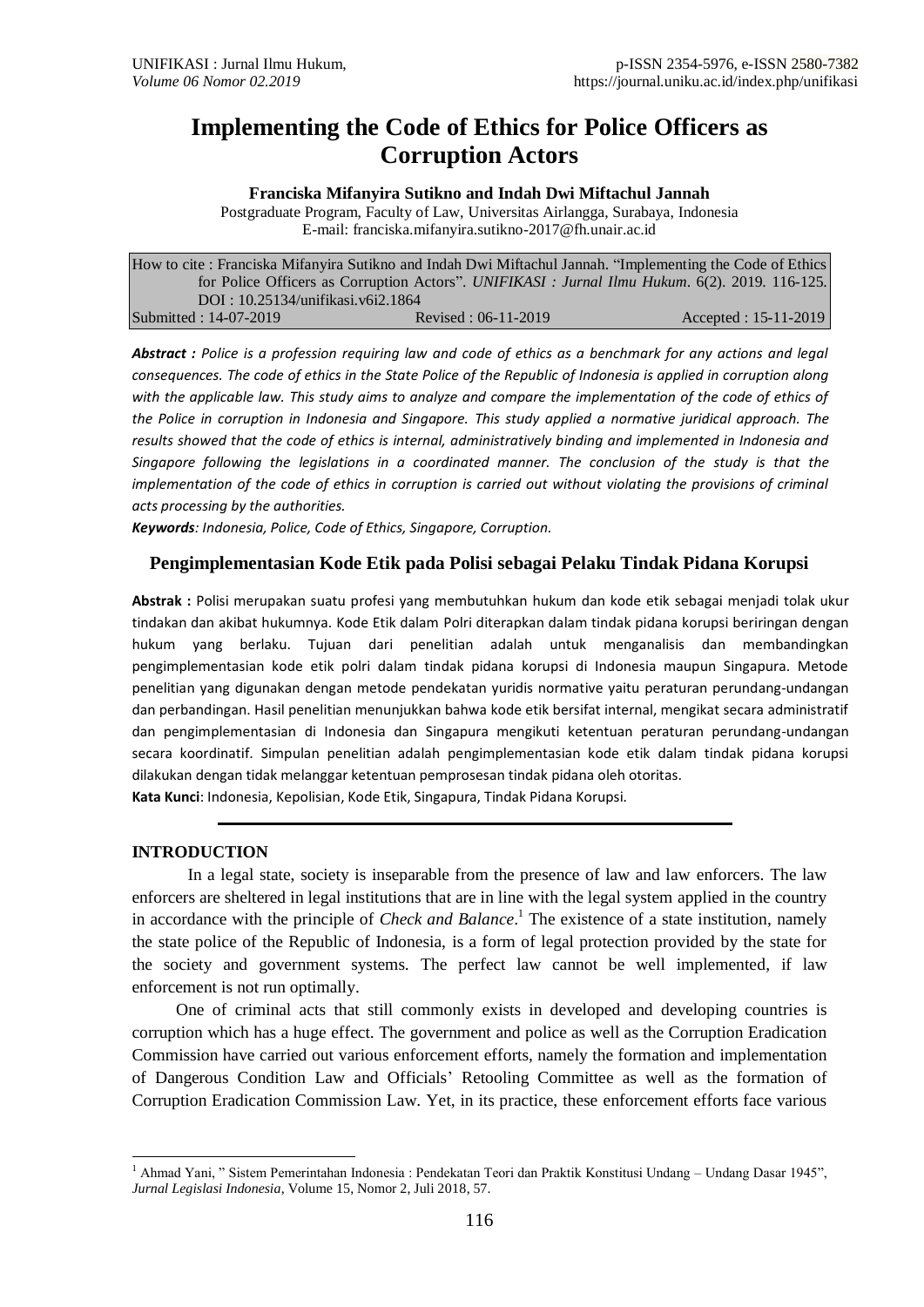# Implementing the Code of Ethics for Police Officers as Corruption Actors

**Franciska Mifanyira Sutikno and Indah Dwi Miftachul Jannah**

Postgraduate Program, Faculty of Law, Universitas Airlangga, Surabaya, Indonesia

E-mail: franciska.mifanyira.sutikno-2017@fh.unair.ac.id

| How to cite : Franciska Mifanyira Sutikno and Indah Dwi Miftachul Jannah. "Implementing the Code of Ethics for Police Officers as Corruption Actors". *UNIFIKASI : Jurnal Ilmu Hukum*. 6(2). 2019. 116-125. DOI : 10.25134/unifikasi.v6i2.1864 | | |
|---|---|---|
| Submitted : 14-07-2019 | Revised : 06-11-2019 | Accepted : 15-11-2019 |

***Abstract :*** *Police is a profession requiring law and code of ethics as a benchmark for any actions and legal consequences. The code of ethics in the State Police of the Republic of Indonesia is applied in corruption along with the applicable law. This study aims to analyze and compare the implementation of the code of ethics of the Police in corruption in Indonesia and Singapore. This study applied a normative juridical approach. The results showed that the code of ethics is internal, administratively binding and implemented in Indonesia and Singapore following the legislations in a coordinated manner. The conclusion of the study is that the implementation of the code of ethics in corruption is carried out without violating the provisions of criminal acts processing by the authorities.*

***Keywords****: Indonesia, Police, Code of Ethics, Singapore, Corruption.*

## Pengimplementasian Kode Etik pada Polisi sebagai Pelaku Tindak Pidana Korupsi

**Abstrak :** Polisi merupakan suatu profesi yang membutuhkan hukum dan kode etik sebagai menjadi tolak ukur tindakan dan akibat hukumnya. Kode Etik dalam Polri diterapkan dalam tindak pidana korupsi beriringan dengan hukum yang berlaku. Tujuan dari penelitian adalah untuk menganalisis dan membandingkan pengimplementasian kode etik polri dalam tindak pidana korupsi di Indonesia maupun Singapura. Metode penelitian yang digunakan dengan metode pendekatan yuridis normative yaitu peraturan perundang-undangan dan perbandingan. Hasil penelitian menunjukkan bahwa kode etik bersifat internal, mengikat secara administratif dan pengimplementasian di Indonesia dan Singapura mengikuti ketentuan peraturan perundang-undangan secara koordinatif. Simpulan penelitian adalah pengimplementasian kode etik dalam tindak pidana korupsi dilakukan dengan tidak melanggar ketentuan pemprosesan tindak pidana oleh otoritas.

**Kata Kunci**: Indonesia, Kepolisian, Kode Etik, Singapura, Tindak Pidana Korupsi.

---

## INTRODUCTION

In a legal state, society is inseparable from the presence of law and law enforcers. The law enforcers are sheltered in legal institutions that are in line with the legal system applied in the country in accordance with the principle of *Check and Balance*.[1] The existence of a state institution, namely the state police of the Republic of Indonesia, is a form of legal protection provided by the state for the society and government systems. The perfect law cannot be well implemented, if law enforcement is not run optimally.

One of criminal acts that still commonly exists in developed and developing countries is corruption which has a huge effect. The government and police as well as the Corruption Eradication Commission have carried out various enforcement efforts, namely the formation and implementation of Dangerous Condition Law and Officials' Retooling Committee as well as the formation of Corruption Eradication Commission Law. Yet, in its practice, these enforcement efforts face various

---

[1] Ahmad Yani, " Sistem Pemerintahan Indonesia : Pendekatan Teori dan Praktik Konstitusi Undang – Undang Dasar 1945", *Jurnal Legislasi Indonesia*, Volume 15, Nomor 2, Juli 2018, 57.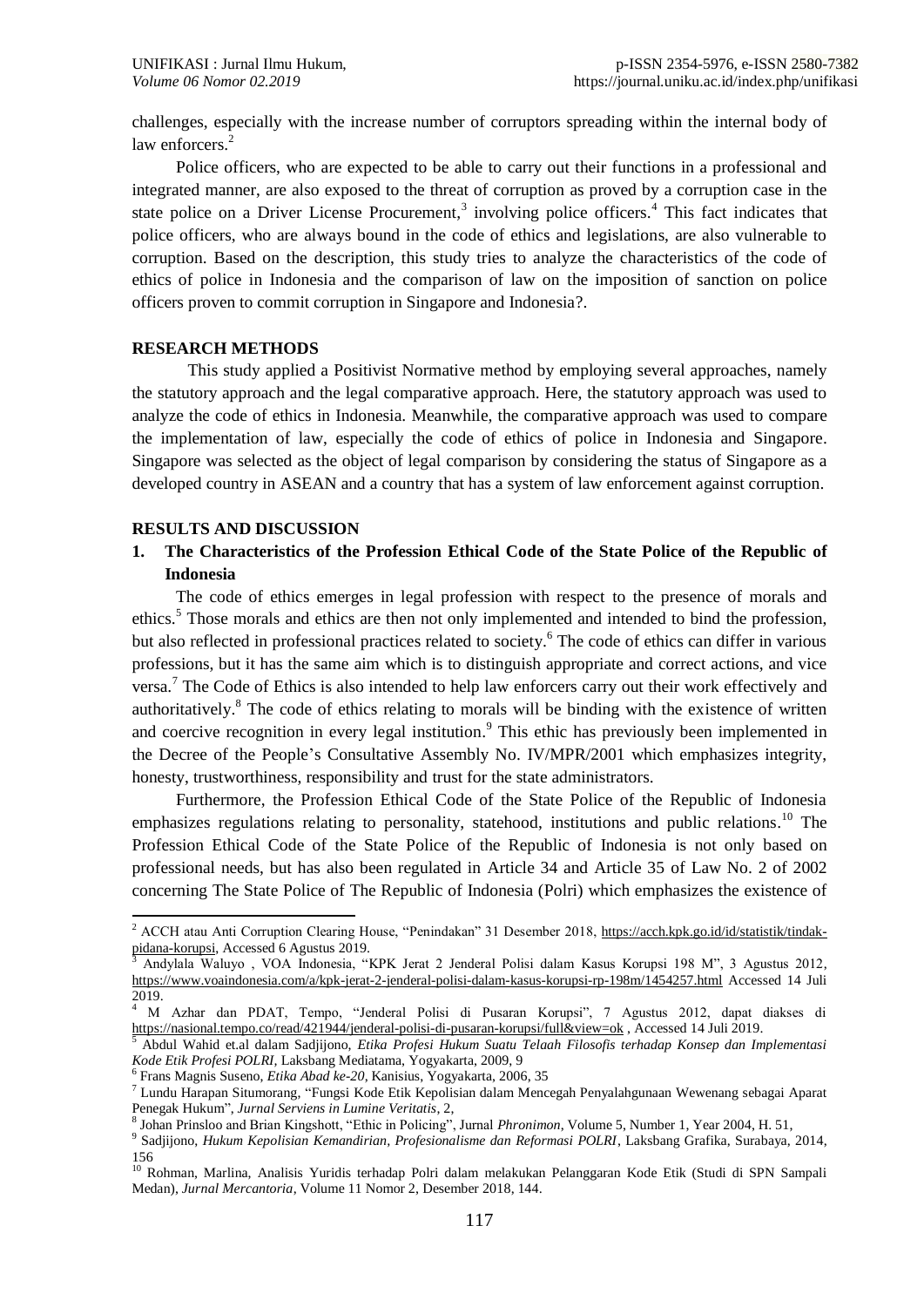challenges, especially with the increase number of corruptors spreading within the internal body of law enforcers.[2]

Police officers, who are expected to be able to carry out their functions in a professional and integrated manner, are also exposed to the threat of corruption as proved by a corruption case in the state police on a Driver License Procurement,[3] involving police officers.[4] This fact indicates that police officers, who are always bound in the code of ethics and legislations, are also vulnerable to corruption. Based on the description, this study tries to analyze the characteristics of the code of ethics of police in Indonesia and the comparison of law on the imposition of sanction on police officers proven to commit corruption in Singapore and Indonesia?.

## RESEARCH METHODS

This study applied a Positivist Normative method by employing several approaches, namely the statutory approach and the legal comparative approach. Here, the statutory approach was used to analyze the code of ethics in Indonesia. Meanwhile, the comparative approach was used to compare the implementation of law, especially the code of ethics of police in Indonesia and Singapore. Singapore was selected as the object of legal comparison by considering the status of Singapore as a developed country in ASEAN and a country that has a system of law enforcement against corruption.

## RESULTS AND DISCUSSION

### 1. The Characteristics of the Profession Ethical Code of the State Police of the Republic of Indonesia

The code of ethics emerges in legal profession with respect to the presence of morals and ethics.[5] Those morals and ethics are then not only implemented and intended to bind the profession, but also reflected in professional practices related to society.[6] The code of ethics can differ in various professions, but it has the same aim which is to distinguish appropriate and correct actions, and vice versa.[7] The Code of Ethics is also intended to help law enforcers carry out their work effectively and authoritatively.[8] The code of ethics relating to morals will be binding with the existence of written and coercive recognition in every legal institution.[9] This ethic has previously been implemented in the Decree of the People's Consultative Assembly No. IV/MPR/2001 which emphasizes integrity, honesty, trustworthiness, responsibility and trust for the state administrators.

Furthermore, the Profession Ethical Code of the State Police of the Republic of Indonesia emphasizes regulations relating to personality, statehood, institutions and public relations.[10] The Profession Ethical Code of the State Police of the Republic of Indonesia is not only based on professional needs, but has also been regulated in Article 34 and Article 35 of Law No. 2 of 2002 concerning The State Police of The Republic of Indonesia (Polri) which emphasizes the existence of

---

[2] ACCH atau Anti Corruption Clearing House, "Penindakan" 31 Desember 2018, https://acch.kpk.go.id/id/statistik/tindak-pidana-korupsi, Accessed 6 Agustus 2019.

[3] Andylala Waluyo , VOA Indonesia, "KPK Jerat 2 Jenderal Polisi dalam Kasus Korupsi 198 M", 3 Agustus 2012, https://www.voaindonesia.com/a/kpk-jerat-2-jenderal-polisi-dalam-kasus-korupsi-rp-198m/1454257.html Accessed 14 Juli 2019.

[4] M Azhar dan PDAT, Tempo, "Jenderal Polisi di Pusaran Korupsi", 7 Agustus 2012, dapat diakses di https://nasional.tempo.co/read/421944/jenderal-polisi-di-pusaran-korupsi/full&view=ok , Accessed 14 Juli 2019.

[5] Abdul Wahid et.al dalam Sadjijono, *Etika Profesi Hukum Suatu Telaah Filosofis terhadap Konsep dan Implementasi Kode Etik Profesi POLRI*, Laksbang Mediatama, Yogyakarta, 2009, 9

[6] Frans Magnis Suseno, *Etika Abad ke-20*, Kanisius, Yogyakarta, 2006, 35

[7] Lundu Harapan Situmorang, "Fungsi Kode Etik Kepolisian dalam Mencegah Penyalahgunaan Wewenang sebagai Aparat Penegak Hukum", *Jurnal Serviens in Lumine Veritatis*, 2,

[8] Johan Prinsloo and Brian Kingshott, "Ethic in Policing", Jurnal *Phronimon*, Volume 5, Number 1, Year 2004, H. 51,

[9] Sadjijono, *Hukum Kepolisian Kemandirian, Profesionalisme dan Reformasi POLRI*, Laksbang Grafika, Surabaya, 2014, 156

[10] Rohman, Marlina, Analisis Yuridis terhadap Polri dalam melakukan Pelanggaran Kode Etik (Studi di SPN Sampali Medan), *Jurnal Mercantoria*, Volume 11 Nomor 2, Desember 2018, 144.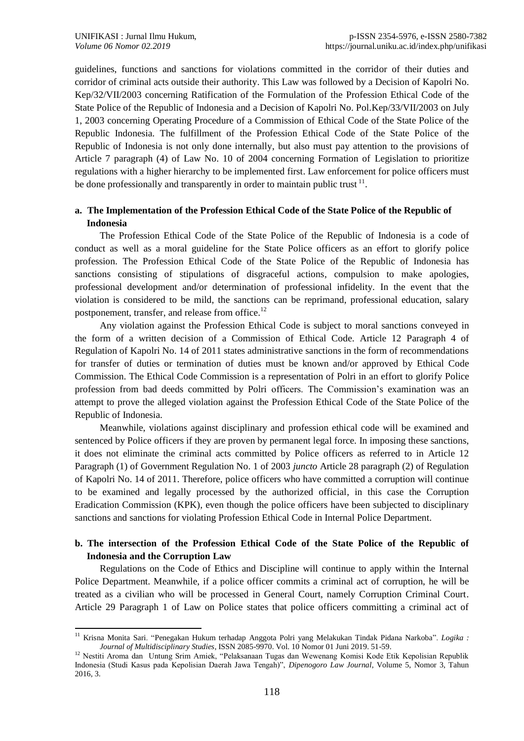guidelines, functions and sanctions for violations committed in the corridor of their duties and corridor of criminal acts outside their authority. This Law was followed by a Decision of Kapolri No. Kep/32/VII/2003 concerning Ratification of the Formulation of the Profession Ethical Code of the State Police of the Republic of Indonesia and a Decision of Kapolri No. Pol.Kep/33/VII/2003 on July 1, 2003 concerning Operating Procedure of a Commission of Ethical Code of the State Police of the Republic Indonesia. The fulfillment of the Profession Ethical Code of the State Police of the Republic of Indonesia is not only done internally, but also must pay attention to the provisions of Article 7 paragraph (4) of Law No. 10 of 2004 concerning Formation of Legislation to prioritize regulations with a higher hierarchy to be implemented first. Law enforcement for police officers must be done professionally and transparently in order to maintain public trust [11].

**a. The Implementation of the Profession Ethical Code of the State Police of the Republic of Indonesia**

The Profession Ethical Code of the State Police of the Republic of Indonesia is a code of conduct as well as a moral guideline for the State Police officers as an effort to glorify police profession. The Profession Ethical Code of the State Police of the Republic of Indonesia has sanctions consisting of stipulations of disgraceful actions, compulsion to make apologies, professional development and/or determination of professional infidelity. In the event that the violation is considered to be mild, the sanctions can be reprimand, professional education, salary postponement, transfer, and release from office.[12]

Any violation against the Profession Ethical Code is subject to moral sanctions conveyed in the form of a written decision of a Commission of Ethical Code. Article 12 Paragraph 4 of Regulation of Kapolri No. 14 of 2011 states administrative sanctions in the form of recommendations for transfer of duties or termination of duties must be known and/or approved by Ethical Code Commission. The Ethical Code Commission is a representation of Polri in an effort to glorify Police profession from bad deeds committed by Polri officers. The Commission's examination was an attempt to prove the alleged violation against the Profession Ethical Code of the State Police of the Republic of Indonesia.

Meanwhile, violations against disciplinary and profession ethical code will be examined and sentenced by Police officers if they are proven by permanent legal force. In imposing these sanctions, it does not eliminate the criminal acts committed by Police officers as referred to in Article 12 Paragraph (1) of Government Regulation No. 1 of 2003 *juncto* Article 28 paragraph (2) of Regulation of Kapolri No. 14 of 2011. Therefore, police officers who have committed a corruption will continue to be examined and legally processed by the authorized official, in this case the Corruption Eradication Commission (KPK), even though the police officers have been subjected to disciplinary sanctions and sanctions for violating Profession Ethical Code in Internal Police Department.

**b. The intersection of the Profession Ethical Code of the State Police of the Republic of Indonesia and the Corruption Law**

Regulations on the Code of Ethics and Discipline will continue to apply within the Internal Police Department. Meanwhile, if a police officer commits a criminal act of corruption, he will be treated as a civilian who will be processed in General Court, namely Corruption Criminal Court. Article 29 Paragraph 1 of Law on Police states that police officers committing a criminal act of

---

[11] Krisna Monita Sari. "Penegakan Hukum terhadap Anggota Polri yang Melakukan Tindak Pidana Narkoba". *Logika : Journal of Multidisciplinary Studies*, ISSN 2085-9970. Vol. 10 Nomor 01 Juni 2019. 51-59.

[12] Nestiti Aroma dan Untung Srim Amiek, "Pelaksanaan Tugas dan Wewenang Komisi Kode Etik Kepolisian Republik Indonesia (Studi Kasus pada Kepolisian Daerah Jawa Tengah)", *Dipenogoro Law Journal*, Volume 5, Nomor 3, Tahun 2016, 3.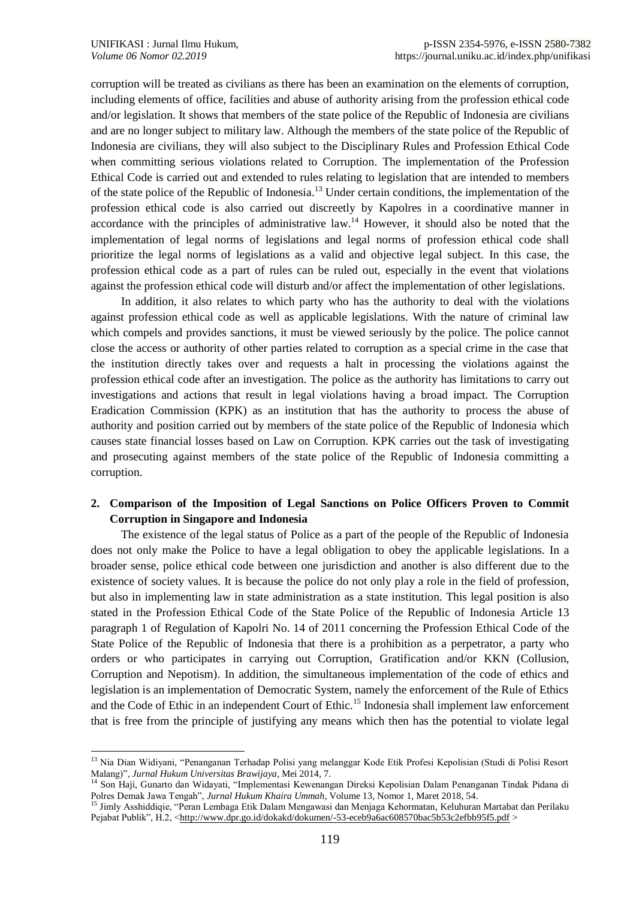corruption will be treated as civilians as there has been an examination on the elements of corruption, including elements of office, facilities and abuse of authority arising from the profession ethical code and/or legislation. It shows that members of the state police of the Republic of Indonesia are civilians and are no longer subject to military law. Although the members of the state police of the Republic of Indonesia are civilians, they will also subject to the Disciplinary Rules and Profession Ethical Code when committing serious violations related to Corruption. The implementation of the Profession Ethical Code is carried out and extended to rules relating to legislation that are intended to members of the state police of the Republic of Indonesia.[13] Under certain conditions, the implementation of the profession ethical code is also carried out discreetly by Kapolres in a coordinative manner in accordance with the principles of administrative law.[14] However, it should also be noted that the implementation of legal norms of legislations and legal norms of profession ethical code shall prioritize the legal norms of legislations as a valid and objective legal subject. In this case, the profession ethical code as a part of rules can be ruled out, especially in the event that violations against the profession ethical code will disturb and/or affect the implementation of other legislations.

In addition, it also relates to which party who has the authority to deal with the violations against profession ethical code as well as applicable legislations. With the nature of criminal law which compels and provides sanctions, it must be viewed seriously by the police. The police cannot close the access or authority of other parties related to corruption as a special crime in the case that the institution directly takes over and requests a halt in processing the violations against the profession ethical code after an investigation. The police as the authority has limitations to carry out investigations and actions that result in legal violations having a broad impact. The Corruption Eradication Commission (KPK) as an institution that has the authority to process the abuse of authority and position carried out by members of the state police of the Republic of Indonesia which causes state financial losses based on Law on Corruption. KPK carries out the task of investigating and prosecuting against members of the state police of the Republic of Indonesia committing a corruption.

## 2. Comparison of the Imposition of Legal Sanctions on Police Officers Proven to Commit Corruption in Singapore and Indonesia

The existence of the legal status of Police as a part of the people of the Republic of Indonesia does not only make the Police to have a legal obligation to obey the applicable legislations. In a broader sense, police ethical code between one jurisdiction and another is also different due to the existence of society values. It is because the police do not only play a role in the field of profession, but also in implementing law in state administration as a state institution. This legal position is also stated in the Profession Ethical Code of the State Police of the Republic of Indonesia Article 13 paragraph 1 of Regulation of Kapolri No. 14 of 2011 concerning the Profession Ethical Code of the State Police of the Republic of Indonesia that there is a prohibition as a perpetrator, a party who orders or who participates in carrying out Corruption, Gratification and/or KKN (Collusion, Corruption and Nepotism). In addition, the simultaneous implementation of the code of ethics and legislation is an implementation of Democratic System, namely the enforcement of the Rule of Ethics and the Code of Ethic in an independent Court of Ethic.[15] Indonesia shall implement law enforcement that is free from the principle of justifying any means which then has the potential to violate legal

---

[13] Nia Dian Widiyani, "Penanganan Terhadap Polisi yang melanggar Kode Etik Profesi Kepolisian (Studi di Polisi Resort Malang)", *Jurnal Hukum Universitas Brawijaya*, Mei 2014, 7.

[14] Son Haji, Gunarto dan Widayati, "Implementasi Kewenangan Direksi Kepolisian Dalam Penanganan Tindak Pidana di Polres Demak Jawa Tengah", *Jurnal Hukum Khaira Ummah*, Volume 13, Nomor 1, Maret 2018, 54.

[15] Jimly Asshiddiqie, "Peran Lembaga Etik Dalam Mengawasi dan Menjaga Kehormatan, Keluhuran Martabat dan Perilaku Pejabat Publik", H.2, <http://www.dpr.go.id/dokakd/dokumen/-53-eceb9a6ac608570bac5b53c2efbb95f5.pdf >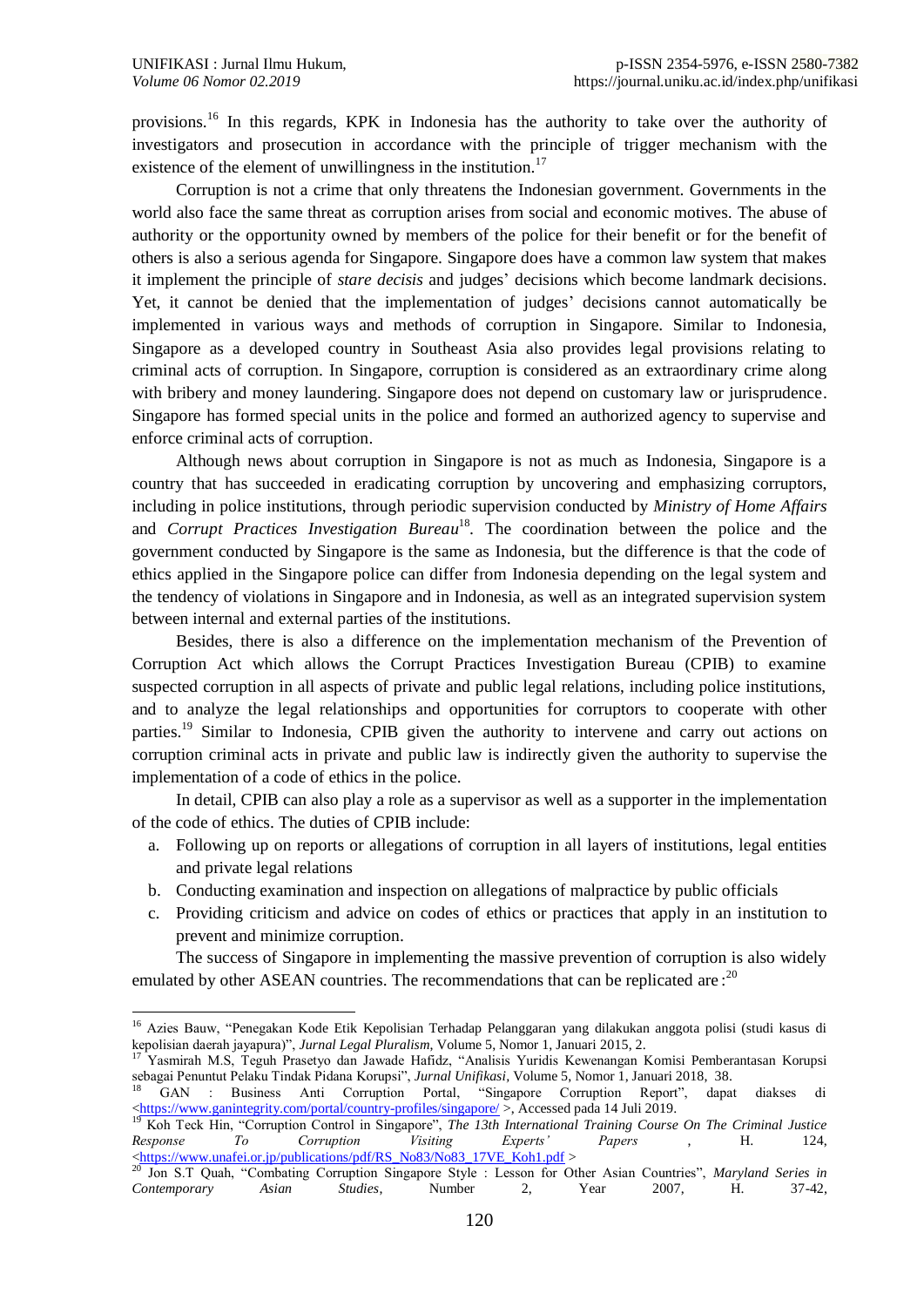provisions.[16] In this regards, KPK in Indonesia has the authority to take over the authority of investigators and prosecution in accordance with the principle of trigger mechanism with the existence of the element of unwillingness in the institution.[17]

Corruption is not a crime that only threatens the Indonesian government. Governments in the world also face the same threat as corruption arises from social and economic motives. The abuse of authority or the opportunity owned by members of the police for their benefit or for the benefit of others is also a serious agenda for Singapore. Singapore does have a common law system that makes it implement the principle of *stare decisis* and judges' decisions which become landmark decisions. Yet, it cannot be denied that the implementation of judges' decisions cannot automatically be implemented in various ways and methods of corruption in Singapore. Similar to Indonesia, Singapore as a developed country in Southeast Asia also provides legal provisions relating to criminal acts of corruption. In Singapore, corruption is considered as an extraordinary crime along with bribery and money laundering. Singapore does not depend on customary law or jurisprudence. Singapore has formed special units in the police and formed an authorized agency to supervise and enforce criminal acts of corruption.

Although news about corruption in Singapore is not as much as Indonesia, Singapore is a country that has succeeded in eradicating corruption by uncovering and emphasizing corruptors, including in police institutions, through periodic supervision conducted by *Ministry of Home Affairs* and *Corrupt Practices Investigation Bureau*[18]. The coordination between the police and the government conducted by Singapore is the same as Indonesia, but the difference is that the code of ethics applied in the Singapore police can differ from Indonesia depending on the legal system and the tendency of violations in Singapore and in Indonesia, as well as an integrated supervision system between internal and external parties of the institutions.

Besides, there is also a difference on the implementation mechanism of the Prevention of Corruption Act which allows the Corrupt Practices Investigation Bureau (CPIB) to examine suspected corruption in all aspects of private and public legal relations, including police institutions, and to analyze the legal relationships and opportunities for corruptors to cooperate with other parties.[19] Similar to Indonesia, CPIB given the authority to intervene and carry out actions on corruption criminal acts in private and public law is indirectly given the authority to supervise the implementation of a code of ethics in the police.

In detail, CPIB can also play a role as a supervisor as well as a supporter in the implementation of the code of ethics. The duties of CPIB include:

a. Following up on reports or allegations of corruption in all layers of institutions, legal entities and private legal relations
b. Conducting examination and inspection on allegations of malpractice by public officials
c. Providing criticism and advice on codes of ethics or practices that apply in an institution to prevent and minimize corruption.

The success of Singapore in implementing the massive prevention of corruption is also widely emulated by other ASEAN countries. The recommendations that can be replicated are :[20]

---

[16] Azies Bauw, "Penegakan Kode Etik Kepolisian Terhadap Pelanggaran yang dilakukan anggota polisi (studi kasus di kepolisian daerah jayapura)", *Jurnal Legal Pluralism*, Volume 5, Nomor 1, Januari 2015, 2.

[17] Yasmirah M.S, Teguh Prasetyo dan Jawade Hafidz, "Analisis Yuridis Kewenangan Komisi Pemberantasan Korupsi sebagai Penuntut Pelaku Tindak Pidana Korupsi", *Jurnal Unifikasi*, Volume 5, Nomor 1, Januari 2018, 38.

[18] GAN : Business Anti Corruption Portal, "Singapore Corruption Report", dapat diakses di <https://www.ganintegrity.com/portal/country-profiles/singapore/ >, Accessed pada 14 Juli 2019.

[19] Koh Teck Hin, "Corruption Control in Singapore", *The 13th International Training Course On The Criminal Justice Response To Corruption Visiting Experts' Papers* , H. 124, <https://www.unafei.or.jp/publications/pdf/RS_No83/No83_17VE_Koh1.pdf >

[20] Jon S.T Quah, "Combating Corruption Singapore Style : Lesson for Other Asian Countries", *Maryland Series in Contemporary Asian Studies*, Number 2, Year 2007, H. 37-42,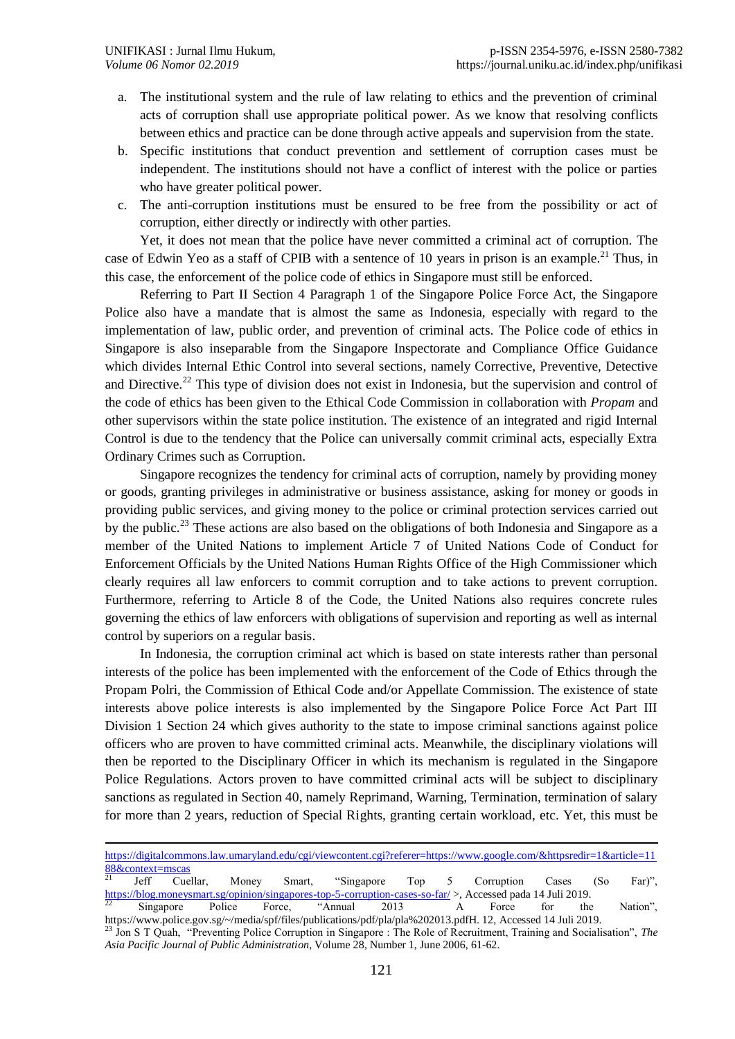a. The institutional system and the rule of law relating to ethics and the prevention of criminal acts of corruption shall use appropriate political power. As we know that resolving conflicts between ethics and practice can be done through active appeals and supervision from the state.
b. Specific institutions that conduct prevention and settlement of corruption cases must be independent. The institutions should not have a conflict of interest with the police or parties who have greater political power.
c. The anti-corruption institutions must be ensured to be free from the possibility or act of corruption, either directly or indirectly with other parties.

Yet, it does not mean that the police have never committed a criminal act of corruption. The case of Edwin Yeo as a staff of CPIB with a sentence of 10 years in prison is an example.[21] Thus, in this case, the enforcement of the police code of ethics in Singapore must still be enforced.

Referring to Part II Section 4 Paragraph 1 of the Singapore Police Force Act, the Singapore Police also have a mandate that is almost the same as Indonesia, especially with regard to the implementation of law, public order, and prevention of criminal acts. The Police code of ethics in Singapore is also inseparable from the Singapore Inspectorate and Compliance Office Guidance which divides Internal Ethic Control into several sections, namely Corrective, Preventive, Detective and Directive.[22] This type of division does not exist in Indonesia, but the supervision and control of the code of ethics has been given to the Ethical Code Commission in collaboration with *Propam* and other supervisors within the state police institution. The existence of an integrated and rigid Internal Control is due to the tendency that the Police can universally commit criminal acts, especially Extra Ordinary Crimes such as Corruption.

Singapore recognizes the tendency for criminal acts of corruption, namely by providing money or goods, granting privileges in administrative or business assistance, asking for money or goods in providing public services, and giving money to the police or criminal protection services carried out by the public.[23] These actions are also based on the obligations of both Indonesia and Singapore as a member of the United Nations to implement Article 7 of United Nations Code of Conduct for Enforcement Officials by the United Nations Human Rights Office of the High Commissioner which clearly requires all law enforcers to commit corruption and to take actions to prevent corruption. Furthermore, referring to Article 8 of the Code, the United Nations also requires concrete rules governing the ethics of law enforcers with obligations of supervision and reporting as well as internal control by superiors on a regular basis.

In Indonesia, the corruption criminal act which is based on state interests rather than personal interests of the police has been implemented with the enforcement of the Code of Ethics through the Propam Polri, the Commission of Ethical Code and/or Appellate Commission. The existence of state interests above police interests is also implemented by the Singapore Police Force Act Part III Division 1 Section 24 which gives authority to the state to impose criminal sanctions against police officers who are proven to have committed criminal acts. Meanwhile, the disciplinary violations will then be reported to the Disciplinary Officer in which its mechanism is regulated in the Singapore Police Regulations. Actors proven to have committed criminal acts will be subject to disciplinary sanctions as regulated in Section 40, namely Reprimand, Warning, Termination, termination of salary for more than 2 years, reduction of Special Rights, granting certain workload, etc. Yet, this must be

---

https://digitalcommons.law.umaryland.edu/cgi/viewcontent.cgi?referer=https://www.google.com/&httpsredir=1&article=1188&context=mscas

[21] Jeff Cuellar, Money Smart, "Singapore Top 5 Corruption Cases (So Far)", https://blog.moneysmart.sg/opinion/singapores-top-5-corruption-cases-so-far/ >, Accessed pada 14 Juli 2019.

[22] Singapore Police Force, "Annual 2013 A Force for the Nation", https://www.police.gov.sg/~/media/spf/files/publications/pdf/pla/pla%202013.pdfH. 12, Accessed 14 Juli 2019.

[23] Jon S T Quah, "Preventing Police Corruption in Singapore : The Role of Recruitment, Training and Socialisation", *The Asia Pacific Journal of Public Administration*, Volume 28, Number 1, June 2006, 61-62.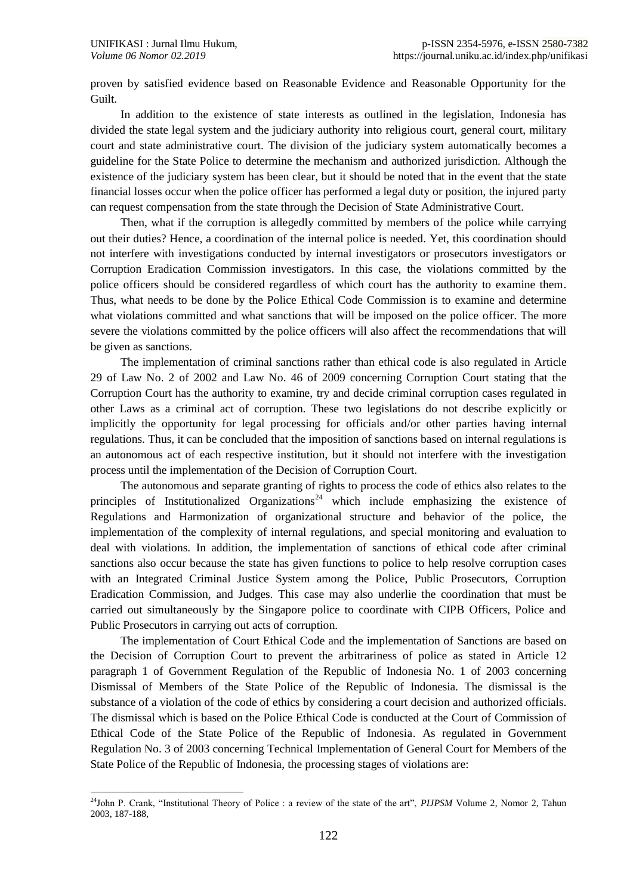proven by satisfied evidence based on Reasonable Evidence and Reasonable Opportunity for the Guilt.

In addition to the existence of state interests as outlined in the legislation, Indonesia has divided the state legal system and the judiciary authority into religious court, general court, military court and state administrative court. The division of the judiciary system automatically becomes a guideline for the State Police to determine the mechanism and authorized jurisdiction. Although the existence of the judiciary system has been clear, but it should be noted that in the event that the state financial losses occur when the police officer has performed a legal duty or position, the injured party can request compensation from the state through the Decision of State Administrative Court.

Then, what if the corruption is allegedly committed by members of the police while carrying out their duties? Hence, a coordination of the internal police is needed. Yet, this coordination should not interfere with investigations conducted by internal investigators or prosecutors investigators or Corruption Eradication Commission investigators. In this case, the violations committed by the police officers should be considered regardless of which court has the authority to examine them. Thus, what needs to be done by the Police Ethical Code Commission is to examine and determine what violations committed and what sanctions that will be imposed on the police officer. The more severe the violations committed by the police officers will also affect the recommendations that will be given as sanctions.

The implementation of criminal sanctions rather than ethical code is also regulated in Article 29 of Law No. 2 of 2002 and Law No. 46 of 2009 concerning Corruption Court stating that the Corruption Court has the authority to examine, try and decide criminal corruption cases regulated in other Laws as a criminal act of corruption. These two legislations do not describe explicitly or implicitly the opportunity for legal processing for officials and/or other parties having internal regulations. Thus, it can be concluded that the imposition of sanctions based on internal regulations is an autonomous act of each respective institution, but it should not interfere with the investigation process until the implementation of the Decision of Corruption Court.

The autonomous and separate granting of rights to process the code of ethics also relates to the principles of Institutionalized Organizations[24] which include emphasizing the existence of Regulations and Harmonization of organizational structure and behavior of the police, the implementation of the complexity of internal regulations, and special monitoring and evaluation to deal with violations. In addition, the implementation of sanctions of ethical code after criminal sanctions also occur because the state has given functions to police to help resolve corruption cases with an Integrated Criminal Justice System among the Police, Public Prosecutors, Corruption Eradication Commission, and Judges. This case may also underlie the coordination that must be carried out simultaneously by the Singapore police to coordinate with CIPB Officers, Police and Public Prosecutors in carrying out acts of corruption.

The implementation of Court Ethical Code and the implementation of Sanctions are based on the Decision of Corruption Court to prevent the arbitrariness of police as stated in Article 12 paragraph 1 of Government Regulation of the Republic of Indonesia No. 1 of 2003 concerning Dismissal of Members of the State Police of the Republic of Indonesia. The dismissal is the substance of a violation of the code of ethics by considering a court decision and authorized officials. The dismissal which is based on the Police Ethical Code is conducted at the Court of Commission of Ethical Code of the State Police of the Republic of Indonesia. As regulated in Government Regulation No. 3 of 2003 concerning Technical Implementation of General Court for Members of the State Police of the Republic of Indonesia, the processing stages of violations are:

---

[24] John P. Crank, "Institutional Theory of Police : a review of the state of the art", *PIJPSM* Volume 2, Nomor 2, Tahun 2003, 187-188,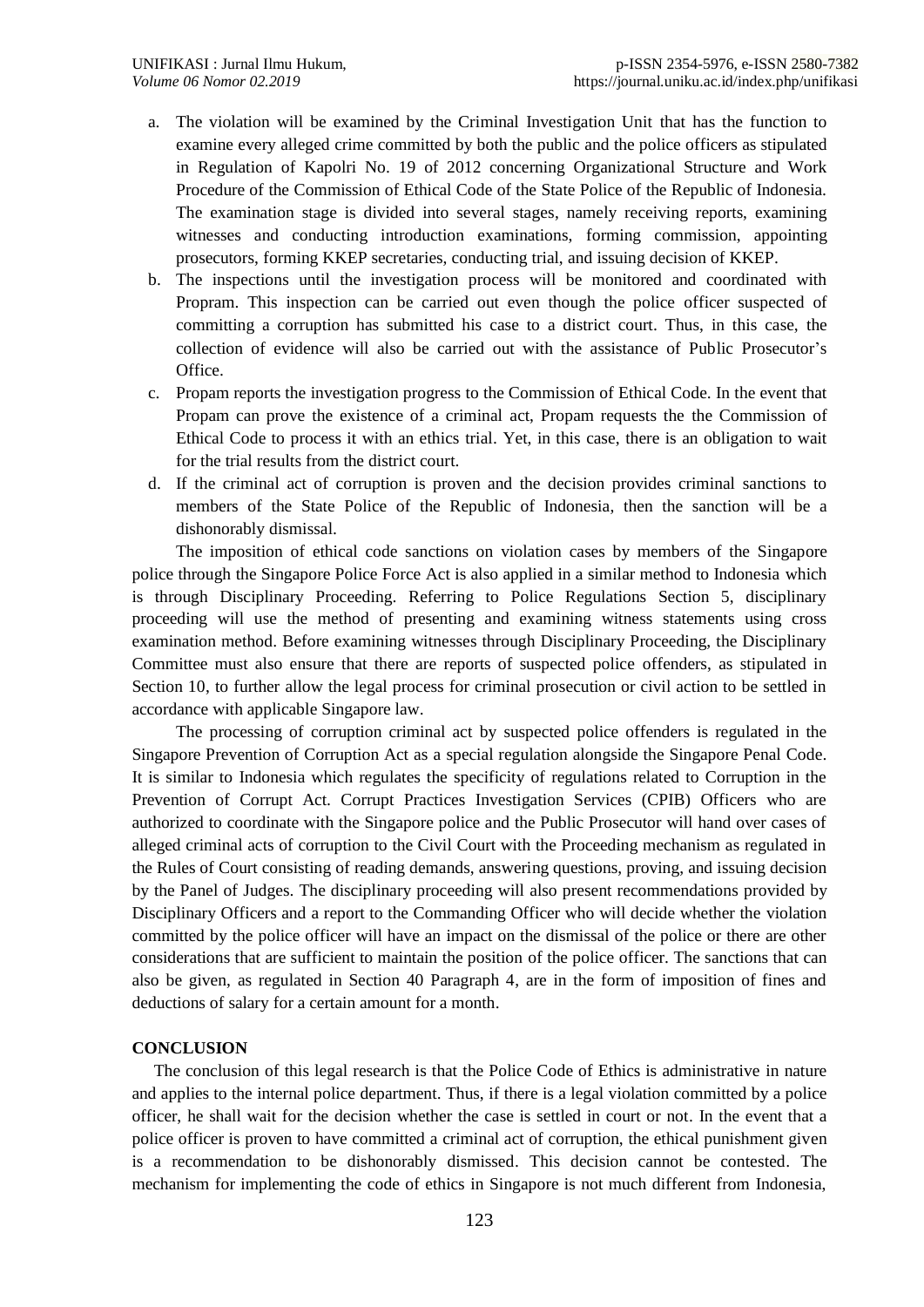a. The violation will be examined by the Criminal Investigation Unit that has the function to examine every alleged crime committed by both the public and the police officers as stipulated in Regulation of Kapolri No. 19 of 2012 concerning Organizational Structure and Work Procedure of the Commission of Ethical Code of the State Police of the Republic of Indonesia. The examination stage is divided into several stages, namely receiving reports, examining witnesses and conducting introduction examinations, forming commission, appointing prosecutors, forming KKEP secretaries, conducting trial, and issuing decision of KKEP.
b. The inspections until the investigation process will be monitored and coordinated with Propram. This inspection can be carried out even though the police officer suspected of committing a corruption has submitted his case to a district court. Thus, in this case, the collection of evidence will also be carried out with the assistance of Public Prosecutor's Office.
c. Propam reports the investigation progress to the Commission of Ethical Code. In the event that Propam can prove the existence of a criminal act, Propam requests the the Commission of Ethical Code to process it with an ethics trial. Yet, in this case, there is an obligation to wait for the trial results from the district court.
d. If the criminal act of corruption is proven and the decision provides criminal sanctions to members of the State Police of the Republic of Indonesia, then the sanction will be a dishonorably dismissal.

The imposition of ethical code sanctions on violation cases by members of the Singapore police through the Singapore Police Force Act is also applied in a similar method to Indonesia which is through Disciplinary Proceeding. Referring to Police Regulations Section 5, disciplinary proceeding will use the method of presenting and examining witness statements using cross examination method. Before examining witnesses through Disciplinary Proceeding, the Disciplinary Committee must also ensure that there are reports of suspected police offenders, as stipulated in Section 10, to further allow the legal process for criminal prosecution or civil action to be settled in accordance with applicable Singapore law.

The processing of corruption criminal act by suspected police offenders is regulated in the Singapore Prevention of Corruption Act as a special regulation alongside the Singapore Penal Code. It is similar to Indonesia which regulates the specificity of regulations related to Corruption in the Prevention of Corrupt Act. Corrupt Practices Investigation Services (CPIB) Officers who are authorized to coordinate with the Singapore police and the Public Prosecutor will hand over cases of alleged criminal acts of corruption to the Civil Court with the Proceeding mechanism as regulated in the Rules of Court consisting of reading demands, answering questions, proving, and issuing decision by the Panel of Judges. The disciplinary proceeding will also present recommendations provided by Disciplinary Officers and a report to the Commanding Officer who will decide whether the violation committed by the police officer will have an impact on the dismissal of the police or there are other considerations that are sufficient to maintain the position of the police officer. The sanctions that can also be given, as regulated in Section 40 Paragraph 4, are in the form of imposition of fines and deductions of salary for a certain amount for a month.

## CONCLUSION

The conclusion of this legal research is that the Police Code of Ethics is administrative in nature and applies to the internal police department. Thus, if there is a legal violation committed by a police officer, he shall wait for the decision whether the case is settled in court or not. In the event that a police officer is proven to have committed a criminal act of corruption, the ethical punishment given is a recommendation to be dishonorably dismissed. This decision cannot be contested. The mechanism for implementing the code of ethics in Singapore is not much different from Indonesia,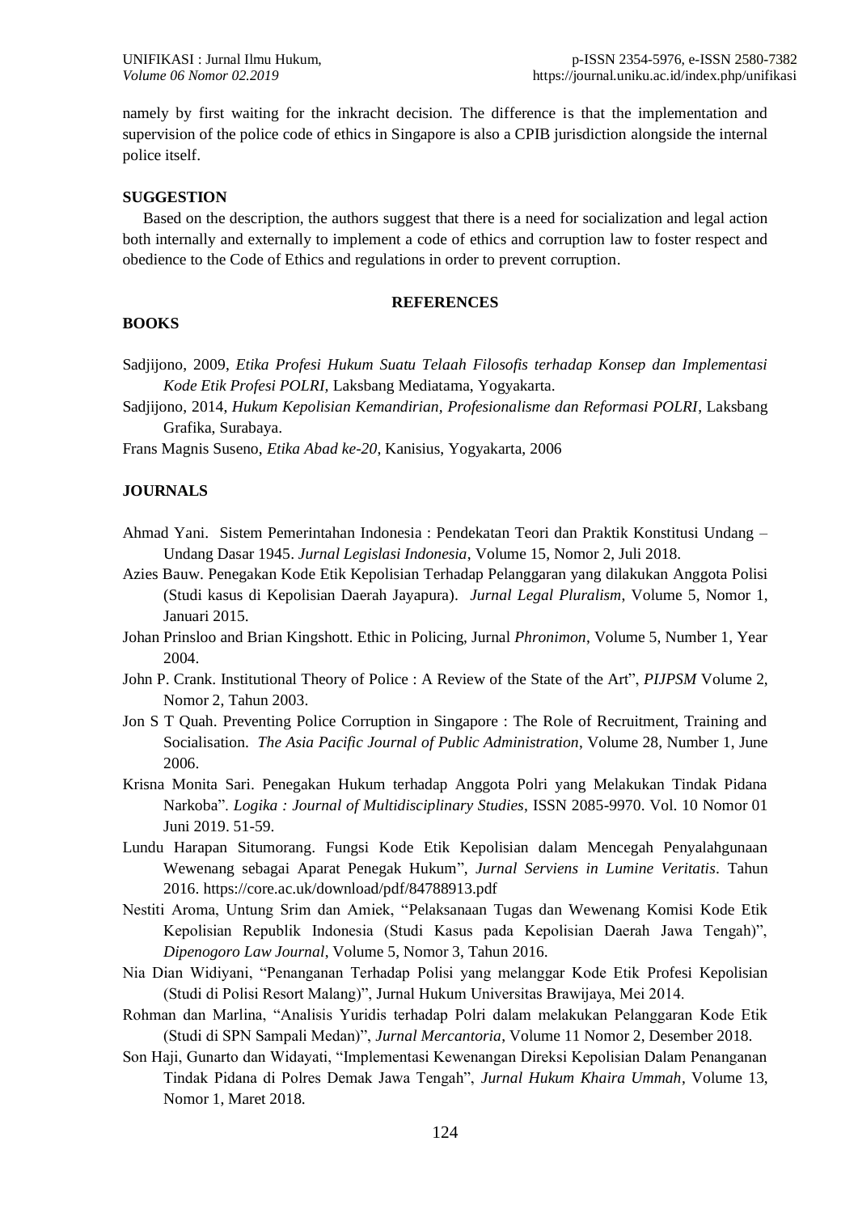namely by first waiting for the inkracht decision. The difference is that the implementation and supervision of the police code of ethics in Singapore is also a CPIB jurisdiction alongside the internal police itself.

## SUGGESTION

Based on the description, the authors suggest that there is a need for socialization and legal action both internally and externally to implement a code of ethics and corruption law to foster respect and obedience to the Code of Ethics and regulations in order to prevent corruption.

## REFERENCES

### BOOKS

Sadjijono, 2009, *Etika Profesi Hukum Suatu Telaah Filosofis terhadap Konsep dan Implementasi Kode Etik Profesi POLRI,* Laksbang Mediatama, Yogyakarta.

Sadjijono, 2014, *Hukum Kepolisian Kemandirian, Profesionalisme dan Reformasi POLRI*, Laksbang Grafika, Surabaya.

Frans Magnis Suseno, *Etika Abad ke-20*, Kanisius, Yogyakarta, 2006

### JOURNALS

Ahmad Yani. Sistem Pemerintahan Indonesia : Pendekatan Teori dan Praktik Konstitusi Undang – Undang Dasar 1945. *Jurnal Legislasi Indonesia*, Volume 15, Nomor 2, Juli 2018.

Azies Bauw. Penegakan Kode Etik Kepolisian Terhadap Pelanggaran yang dilakukan Anggota Polisi (Studi kasus di Kepolisian Daerah Jayapura). *Jurnal Legal Pluralism*, Volume 5, Nomor 1, Januari 2015.

Johan Prinsloo and Brian Kingshott. Ethic in Policing, Jurnal *Phronimon*, Volume 5, Number 1, Year 2004.

John P. Crank. Institutional Theory of Police : A Review of the State of the Art", *PIJPSM* Volume 2, Nomor 2, Tahun 2003.

Jon S T Quah. Preventing Police Corruption in Singapore : The Role of Recruitment, Training and Socialisation. *The Asia Pacific Journal of Public Administration*, Volume 28, Number 1, June 2006.

Krisna Monita Sari. Penegakan Hukum terhadap Anggota Polri yang Melakukan Tindak Pidana Narkoba". *Logika : Journal of Multidisciplinary Studies*, ISSN 2085-9970. Vol. 10 Nomor 01 Juni 2019. 51-59.

Lundu Harapan Situmorang. Fungsi Kode Etik Kepolisian dalam Mencegah Penyalahgunaan Wewenang sebagai Aparat Penegak Hukum", *Jurnal Serviens in Lumine Veritatis*. Tahun 2016. https://core.ac.uk/download/pdf/84788913.pdf

Nestiti Aroma, Untung Srim dan Amiek, "Pelaksanaan Tugas dan Wewenang Komisi Kode Etik Kepolisian Republik Indonesia (Studi Kasus pada Kepolisian Daerah Jawa Tengah)", *Dipenogoro Law Journal*, Volume 5, Nomor 3, Tahun 2016.

Nia Dian Widiyani, "Penanganan Terhadap Polisi yang melanggar Kode Etik Profesi Kepolisian (Studi di Polisi Resort Malang)", Jurnal Hukum Universitas Brawijaya, Mei 2014.

Rohman dan Marlina, "Analisis Yuridis terhadap Polri dalam melakukan Pelanggaran Kode Etik (Studi di SPN Sampali Medan)", *Jurnal Mercantoria*, Volume 11 Nomor 2, Desember 2018.

Son Haji, Gunarto dan Widayati, "Implementasi Kewenangan Direksi Kepolisian Dalam Penanganan Tindak Pidana di Polres Demak Jawa Tengah", *Jurnal Hukum Khaira Ummah*, Volume 13, Nomor 1, Maret 2018.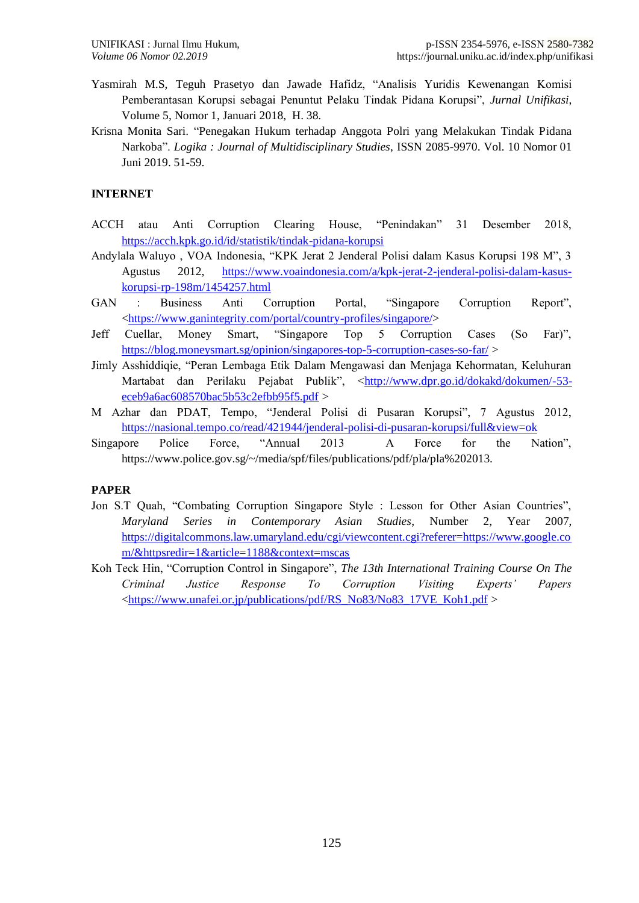Yasmirah M.S, Teguh Prasetyo dan Jawade Hafidz, "Analisis Yuridis Kewenangan Komisi Pemberantasan Korupsi sebagai Penuntut Pelaku Tindak Pidana Korupsi", *Jurnal Unifikasi*, Volume 5, Nomor 1, Januari 2018, H. 38.

Krisna Monita Sari. "Penegakan Hukum terhadap Anggota Polri yang Melakukan Tindak Pidana Narkoba". *Logika : Journal of Multidisciplinary Studies*, ISSN 2085-9970. Vol. 10 Nomor 01 Juni 2019. 51-59.

**INTERNET**

ACCH atau Anti Corruption Clearing House, "Penindakan" 31 Desember 2018, https://acch.kpk.go.id/id/statistik/tindak-pidana-korupsi

Andylala Waluyo , VOA Indonesia, "KPK Jerat 2 Jenderal Polisi dalam Kasus Korupsi 198 M", 3 Agustus 2012, https://www.voaindonesia.com/a/kpk-jerat-2-jenderal-polisi-dalam-kasus-korupsi-rp-198m/1454257.html

GAN : Business Anti Corruption Portal, "Singapore Corruption Report", <https://www.ganintegrity.com/portal/country-profiles/singapore/>

Jeff Cuellar, Money Smart, "Singapore Top 5 Corruption Cases (So Far)", https://blog.moneysmart.sg/opinion/singapores-top-5-corruption-cases-so-far/ >

Jimly Asshiddiqie, "Peran Lembaga Etik Dalam Mengawasi dan Menjaga Kehormatan, Keluhuran Martabat dan Perilaku Pejabat Publik", <http://www.dpr.go.id/dokakd/dokumen/-53-eceb9a6ac608570bac5b53c2efbb95f5.pdf >

M Azhar dan PDAT, Tempo, "Jenderal Polisi di Pusaran Korupsi", 7 Agustus 2012, https://nasional.tempo.co/read/421944/jenderal-polisi-di-pusaran-korupsi/full&view=ok

Singapore Police Force, "Annual 2013 A Force for the Nation", https://www.police.gov.sg/~/media/spf/files/publications/pdf/pla/pla%202013.

**PAPER**

Jon S.T Quah, "Combating Corruption Singapore Style : Lesson for Other Asian Countries", *Maryland Series in Contemporary Asian Studies*, Number 2, Year 2007, https://digitalcommons.law.umaryland.edu/cgi/viewcontent.cgi?referer=https://www.google.com/&httpsredir=1&article=1188&context=mscas

Koh Teck Hin, "Corruption Control in Singapore", *The 13th International Training Course On The Criminal Justice Response To Corruption Visiting Experts' Papers* <https://www.unafei.or.jp/publications/pdf/RS_No83/No83_17VE_Koh1.pdf >